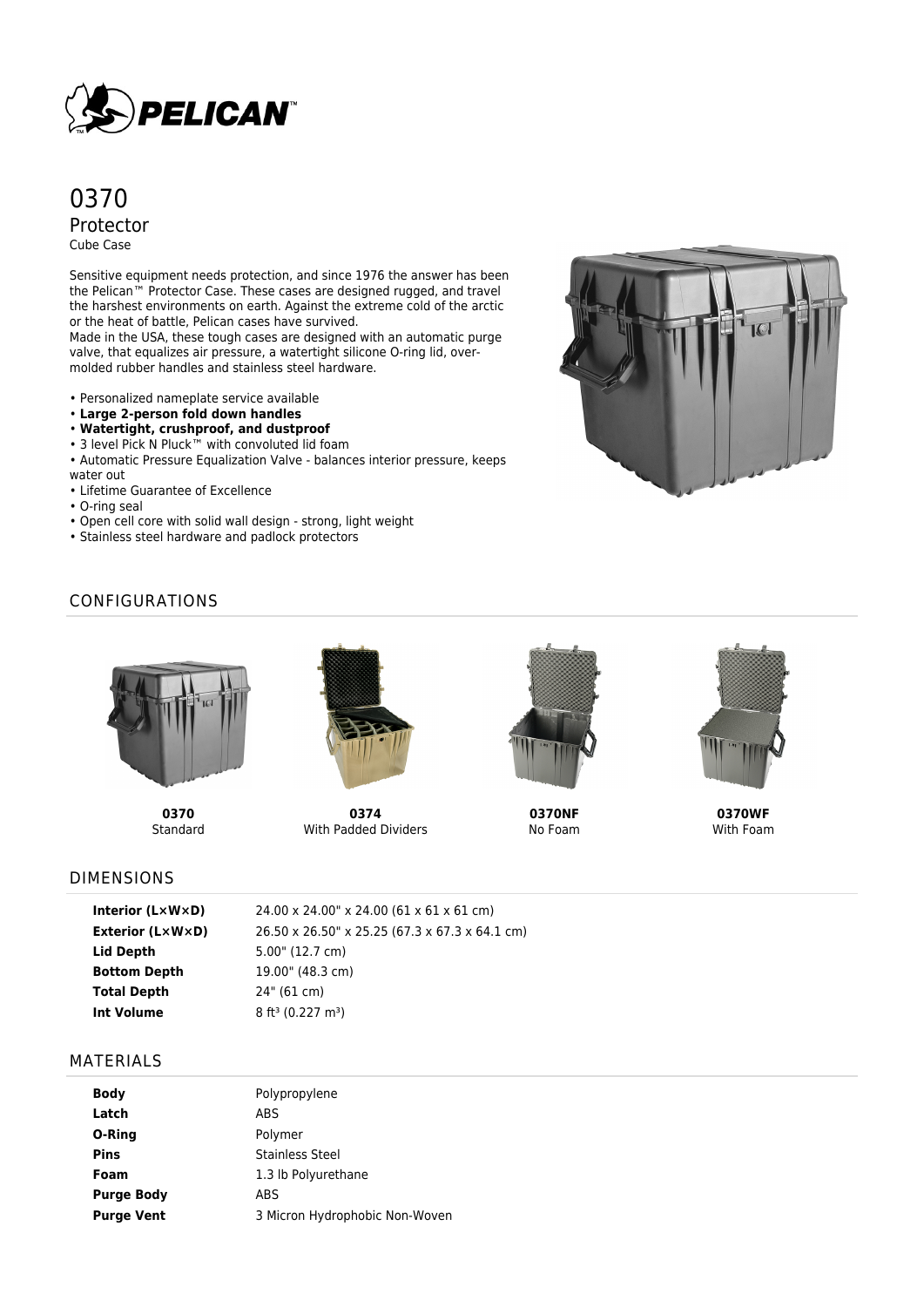# 0370

## Protector

Cube Case

Sensitive equipment needs protection, and since 1976 the answer has been the Pelican™ Protector Case. These cases are designed rugged, and travel the harshest environments on earth. Against the extreme cold of the arctic or the heat of battle, Pelican cases have survived.
Made in the USA, these tough cases are designed with an automatic purge valve, that equalizes air pressure, a watertight silicone O-ring lid, over-molded rubber handles and stainless steel hardware.

- Personalized nameplate service available
- **Large 2-person fold down handles**
- **Watertight, crushproof, and dustproof**
- 3 level Pick N Pluck™ with convoluted lid foam
- Automatic Pressure Equalization Valve - balances interior pressure, keeps water out
- Lifetime Guarantee of Excellence
- O-ring seal
- Open cell core with solid wall design - strong, light weight
- Stainless steel hardware and padlock protectors

## CONFIGURATIONS

**0370**
Standard

**0374**
With Padded Dividers

**0370NF**
No Foam

**0370WF**
With Foam

## DIMENSIONS

| | |
|---|---|
| **Interior (L×W×D)** | 24.00 x 24.00" x 24.00 (61 x 61 x 61 cm) |
| **Exterior (L×W×D)** | 26.50 x 26.50" x 25.25 (67.3 x 67.3 x 64.1 cm) |
| **Lid Depth** | 5.00" (12.7 cm) |
| **Bottom Depth** | 19.00" (48.3 cm) |
| **Total Depth** | 24" (61 cm) |
| **Int Volume** | 8 ft$^3$ (0.227 m$^3$) |

## MATERIALS

| | |
|---|---|
| **Body** | Polypropylene |
| **Latch** | ABS |
| **O-Ring** | Polymer |
| **Pins** | Stainless Steel |
| **Foam** | 1.3 lb Polyurethane |
| **Purge Body** | ABS |
| **Purge Vent** | 3 Micron Hydrophobic Non-Woven |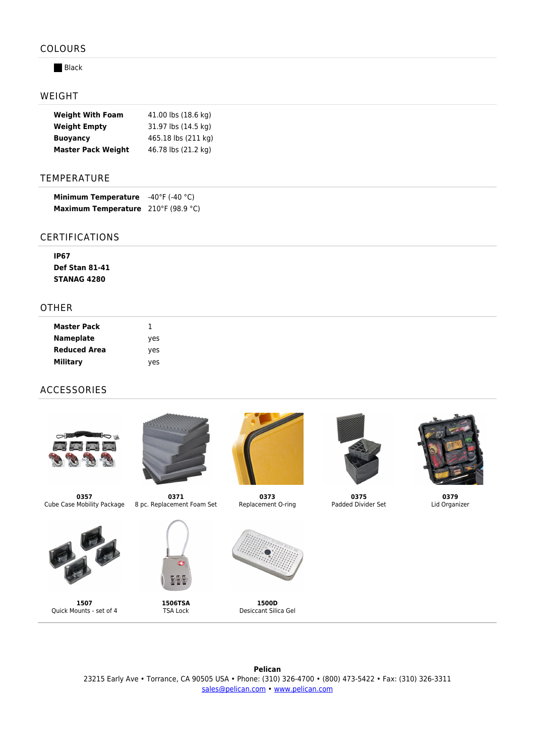## COLOURS

Black

## WEIGHT

| | |
|---|---|
| **Weight With Foam** | 41.00 lbs (18.6 kg) |
| **Weight Empty** | 31.97 lbs (14.5 kg) |
| **Buoyancy** | 465.18 lbs (211 kg) |
| **Master Pack Weight** | 46.78 lbs (21.2 kg) |

## TEMPERATURE

| | |
|---|---|
| **Minimum Temperature** | -40°F (-40 °C) |
| **Maximum Temperature** | 210°F (98.9 °C) |

## CERTIFICATIONS

**IP67**
**Def Stan 81-41**
**STANAG 4280**

## OTHER

| | |
|---|---|
| **Master Pack** | 1 |
| **Nameplate** | yes |
| **Reduced Area** | yes |
| **Military** | yes |

## ACCESSORIES

**0357**
Cube Case Mobility Package

**0371**
8 pc. Replacement Foam Set

**0373**
Replacement O-ring

**0375**
Padded Divider Set

**0379**
Lid Organizer

**1507**
Quick Mounts - set of 4

**1506TSA**
TSA Lock

**1500D**
Desiccant Silica Gel

**Pelican**
23215 Early Ave • Torrance, CA 90505 USA • Phone: (310) 326-4700 • (800) 473-5422 • Fax: (310) 326-3311
sales@pelican.com • www.pelican.com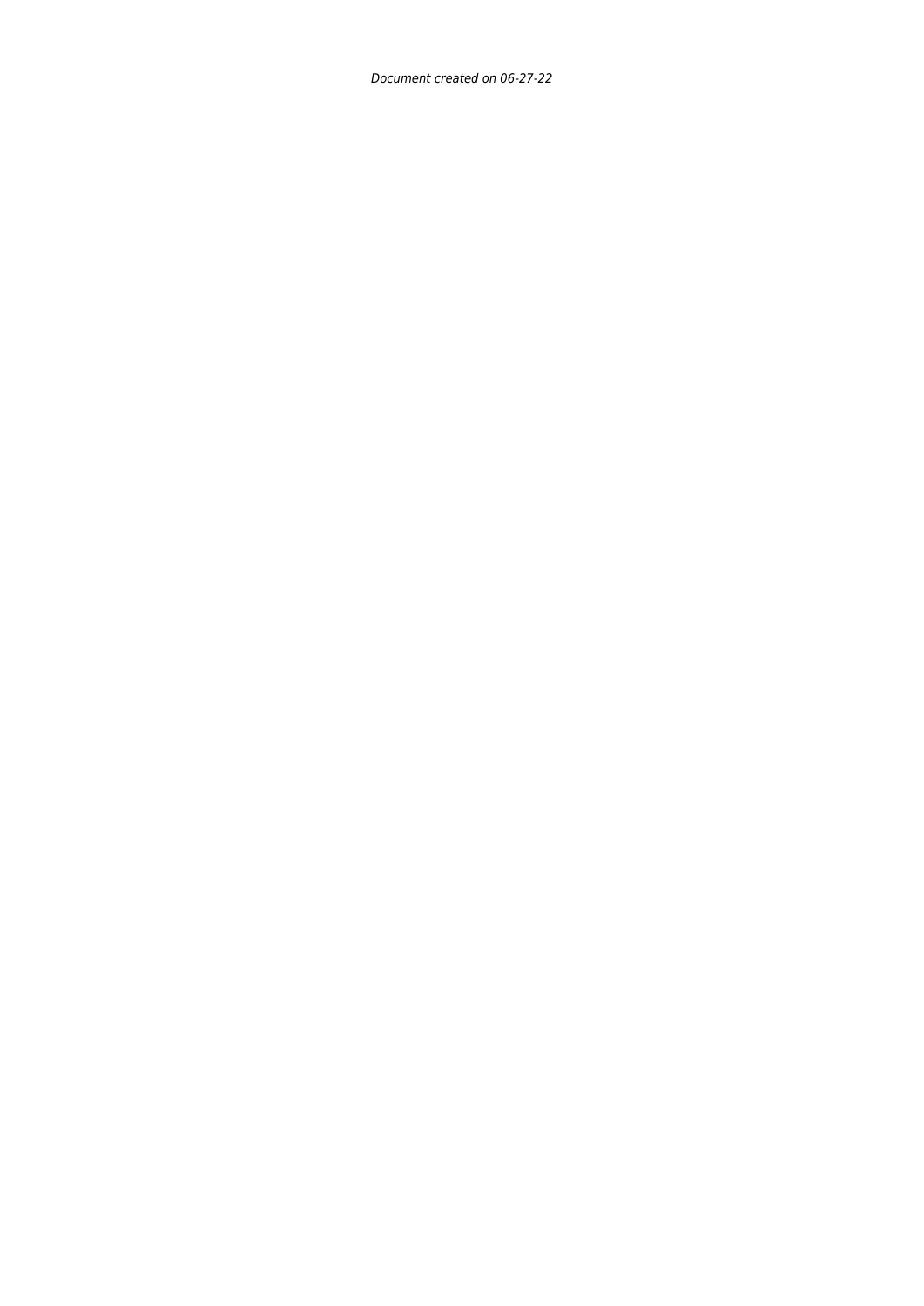*Document created on 06-27-22*